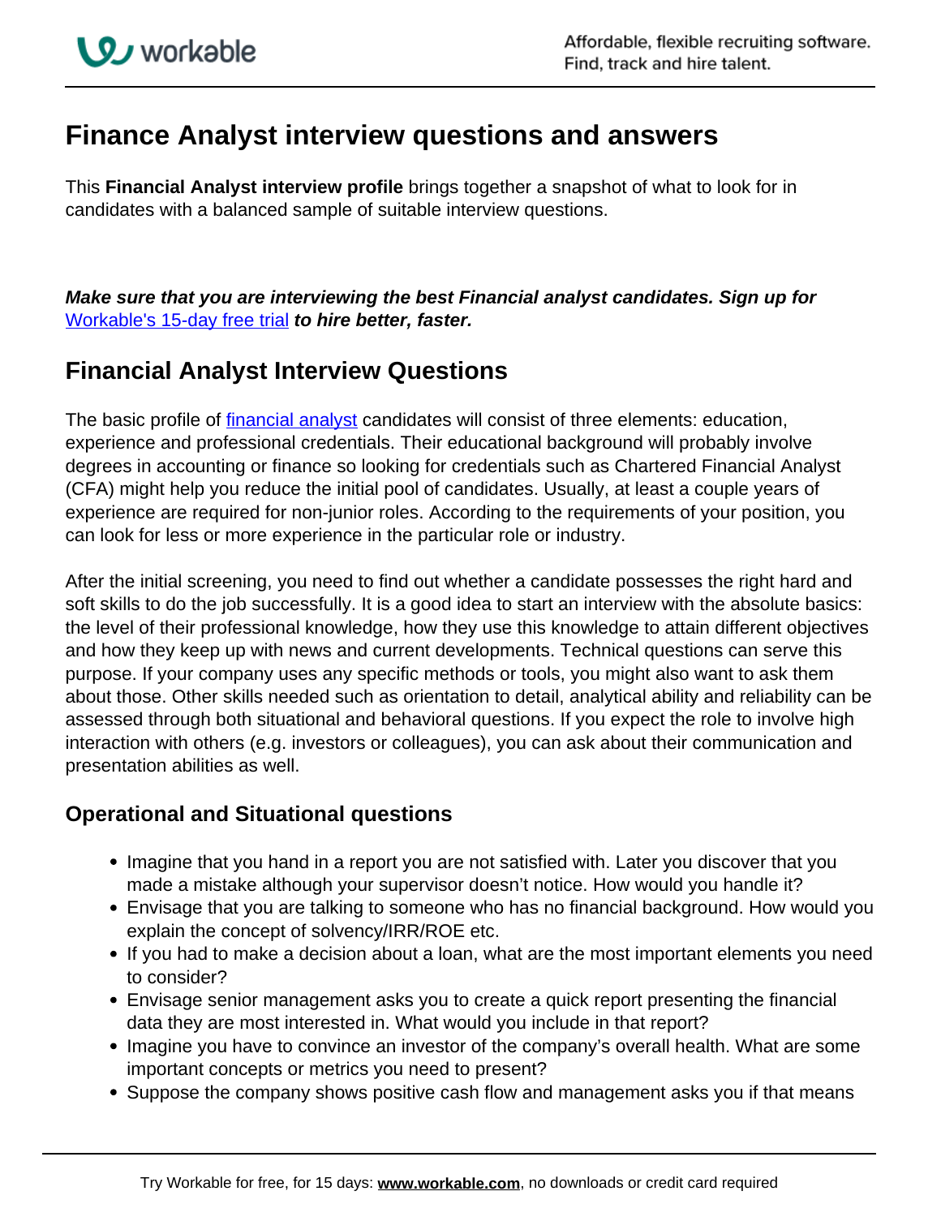# Finance Analyst interview questions and answers

This **Financial Analyst interview profile** brings together a snapshot of what to look for in candidates with a balanced sample of suitable interview questions.

***Make sure that you are interviewing the best Financial analyst candidates. Sign up for*** [Workable's 15-day free trial](https://www.workable.com) ***to hire better, faster.***

## Financial Analyst Interview Questions

The basic profile of [financial analyst](https://www.workable.com) candidates will consist of three elements: education, experience and professional credentials. Their educational background will probably involve degrees in accounting or finance so looking for credentials such as Chartered Financial Analyst (CFA) might help you reduce the initial pool of candidates. Usually, at least a couple years of experience are required for non-junior roles. According to the requirements of your position, you can look for less or more experience in the particular role or industry.

After the initial screening, you need to find out whether a candidate possesses the right hard and soft skills to do the job successfully. It is a good idea to start an interview with the absolute basics: the level of their professional knowledge, how they use this knowledge to attain different objectives and how they keep up with news and current developments. Technical questions can serve this purpose. If your company uses any specific methods or tools, you might also want to ask them about those. Other skills needed such as orientation to detail, analytical ability and reliability can be assessed through both situational and behavioral questions. If you expect the role to involve high interaction with others (e.g. investors or colleagues), you can ask about their communication and presentation abilities as well.

### Operational and Situational questions

- Imagine that you hand in a report you are not satisfied with. Later you discover that you made a mistake although your supervisor doesn't notice. How would you handle it?
- Envisage that you are talking to someone who has no financial background. How would you explain the concept of solvency/IRR/ROE etc.
- If you had to make a decision about a loan, what are the most important elements you need to consider?
- Envisage senior management asks you to create a quick report presenting the financial data they are most interested in. What would you include in that report?
- Imagine you have to convince an investor of the company's overall health. What are some important concepts or metrics you need to present?
- Suppose the company shows positive cash flow and management asks you if that means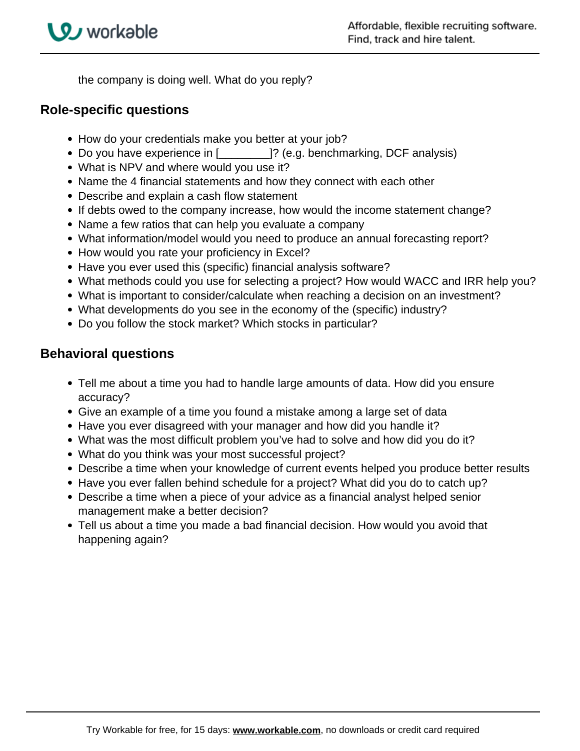the company is doing well. What do you reply?

## Role-specific questions

- How do your credentials make you better at your job?
- Do you have experience in [________]? (e.g. benchmarking, DCF analysis)
- What is NPV and where would you use it?
- Name the 4 financial statements and how they connect with each other
- Describe and explain a cash flow statement
- If debts owed to the company increase, how would the income statement change?
- Name a few ratios that can help you evaluate a company
- What information/model would you need to produce an annual forecasting report?
- How would you rate your proficiency in Excel?
- Have you ever used this (specific) financial analysis software?
- What methods could you use for selecting a project? How would WACC and IRR help you?
- What is important to consider/calculate when reaching a decision on an investment?
- What developments do you see in the economy of the (specific) industry?
- Do you follow the stock market? Which stocks in particular?

## Behavioral questions

- Tell me about a time you had to handle large amounts of data. How did you ensure accuracy?
- Give an example of a time you found a mistake among a large set of data
- Have you ever disagreed with your manager and how did you handle it?
- What was the most difficult problem you've had to solve and how did you do it?
- What do you think was your most successful project?
- Describe a time when your knowledge of current events helped you produce better results
- Have you ever fallen behind schedule for a project? What did you do to catch up?
- Describe a time when a piece of your advice as a financial analyst helped senior management make a better decision?
- Tell us about a time you made a bad financial decision. How would you avoid that happening again?